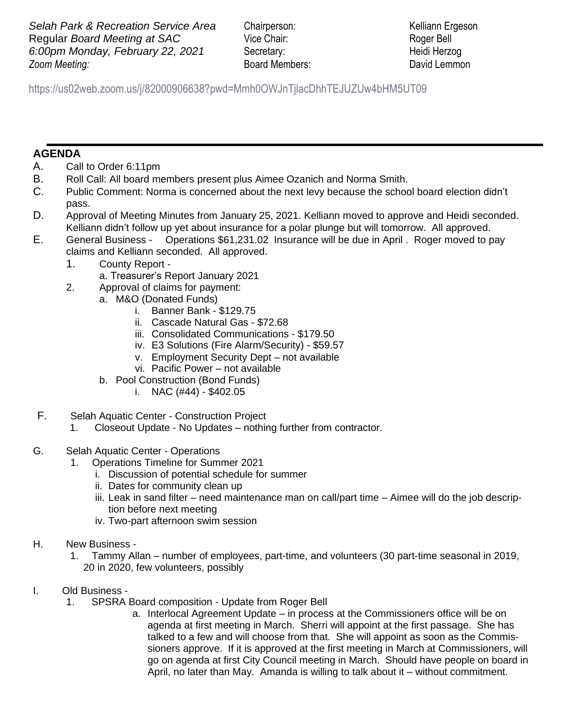*Selah Park & Recreation Service Area*
Regular *Board Meeting at SAC*
*6:00pm Monday, February 22, 2021*
*Zoom Meeting:*

| | |
|---|---|
| Chairperson: | Kelliann Ergeson |
| Vice Chair: | Roger Bell |
| Secretary: | Heidi Herzog |
| Board Members: | David Lemmon |

https://us02web.zoom.us/j/82000906638?pwd=Mmh0OWJnTjlacDhhTEJUZUw4bHM5UT09

---

## AGENDA

A. Call to Order 6:11pm

B. Roll Call: All board members present plus Aimee Ozanich and Norma Smith.

C. Public Comment: Norma is concerned about the next levy because the school board election didn't pass.

D. Approval of Meeting Minutes from January 25, 2021. Kelliann moved to approve and Heidi seconded. Kelliann didn't follow up yet about insurance for a polar plunge but will tomorrow. All approved.

E. General Business - Operations $61,231.02 Insurance will be due in April . Roger moved to pay claims and Kelliann seconded. All approved.
   1. County Report -
      a. Treasurer's Report January 2021
   2. Approval of claims for payment:
      a. M&O (Donated Funds)
         i. Banner Bank - $129.75
         ii. Cascade Natural Gas - $72.68
         iii. Consolidated Communications - $179.50
         iv. E3 Solutions (Fire Alarm/Security) - $59.57
         v. Employment Security Dept – not available
         vi. Pacific Power – not available
      b. Pool Construction (Bond Funds)
         i. NAC (#44) - $402.05

F. Selah Aquatic Center - Construction Project
   1. Closeout Update - No Updates – nothing further from contractor.

G. Selah Aquatic Center - Operations
   1. Operations Timeline for Summer 2021
      i. Discussion of potential schedule for summer
      ii. Dates for community clean up
      iii. Leak in sand filter – need maintenance man on call/part time – Aimee will do the job description before next meeting
      iv. Two-part afternoon swim session

H. New Business -
   1. Tammy Allan – number of employees, part-time, and volunteers (30 part-time seasonal in 2019, 20 in 2020, few volunteers, possibly

I. Old Business -
   1. SPSRA Board composition - Update from Roger Bell
      a. Interlocal Agreement Update – in process at the Commissioners office will be on agenda at first meeting in March. Sherri will appoint at the first passage. She has talked to a few and will choose from that. She will appoint as soon as the Commissioners approve. If it is approved at the first meeting in March at Commissioners, will go on agenda at first City Council meeting in March. Should have people on board in April, no later than May. Amanda is willing to talk about it – without commitment.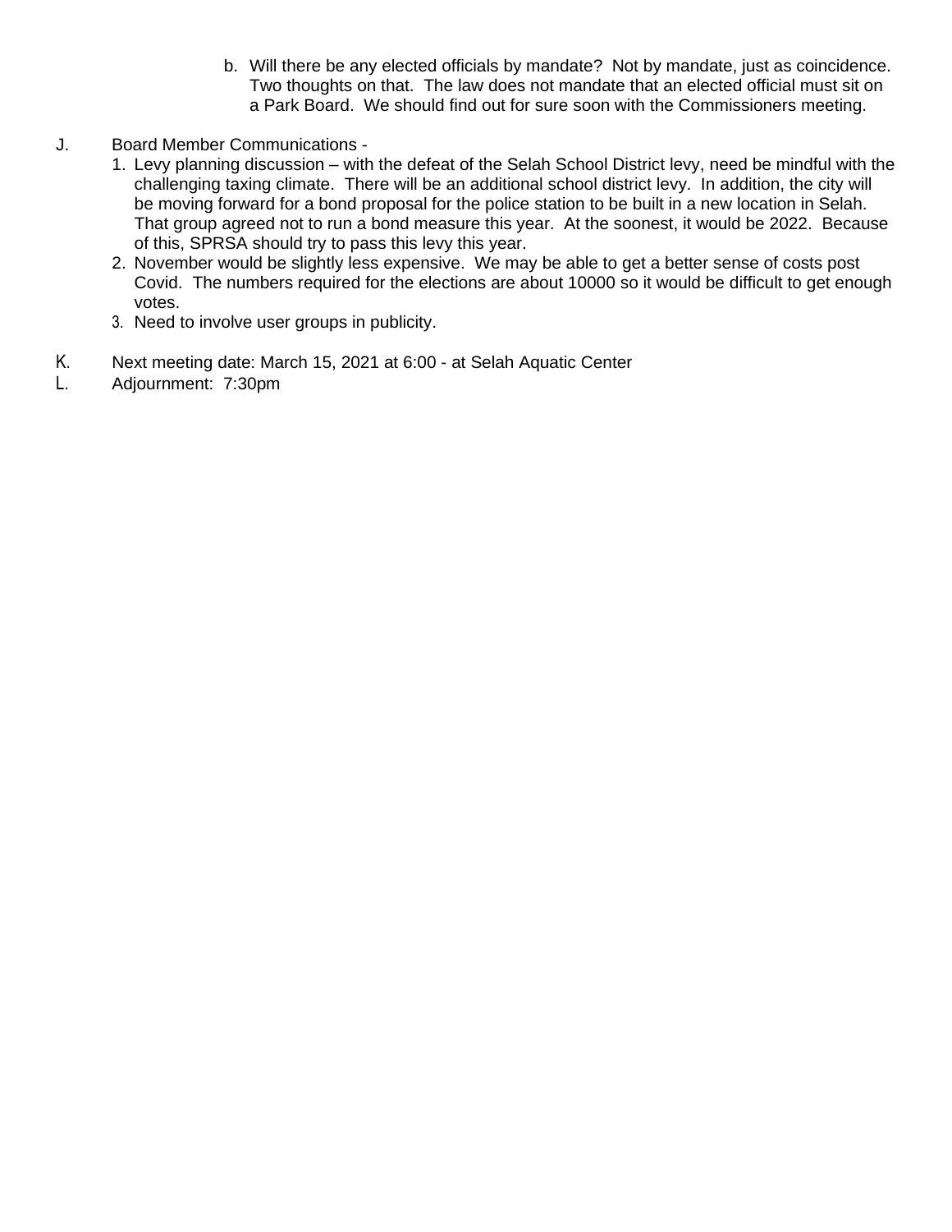b. Will there be any elected officials by mandate? Not by mandate, just as coincidence. Two thoughts on that. The law does not mandate that an elected official must sit on a Park Board. We should find out for sure soon with the Commissioners meeting.

J. Board Member Communications -

1. Levy planning discussion – with the defeat of the Selah School District levy, need be mindful with the challenging taxing climate. There will be an additional school district levy. In addition, the city will be moving forward for a bond proposal for the police station to be built in a new location in Selah. That group agreed not to run a bond measure this year. At the soonest, it would be 2022. Because of this, SPRSA should try to pass this levy this year.
2. November would be slightly less expensive. We may be able to get a better sense of costs post Covid. The numbers required for the elections are about 10000 so it would be difficult to get enough votes.
3. Need to involve user groups in publicity.

K. Next meeting date: March 15, 2021 at 6:00 - at Selah Aquatic Center

L. Adjournment: 7:30pm